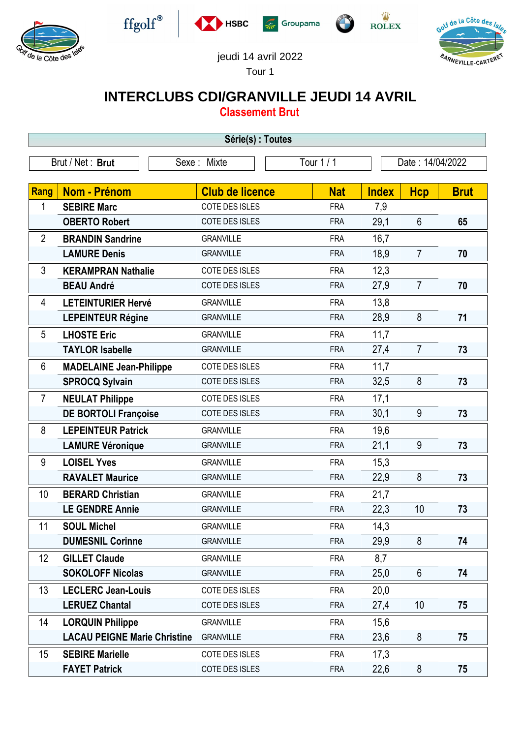jeudi 14 avril 2022

Tour 1

# INTERCLUBS CDI/GRANVILLE JEUDI 14 AVRIL

## Classement Brut

**Série(s) : Toutes**

| Brut / Net : **Brut** | Sexe : Mixte | Tour 1 / 1 | Date : 14/04/2022 |
|---|---|---|---|

| Rang | Nom - Prénom | Club de licence | Nat | Index | Hcp | Brut |
|---|---|---|---|---|---|---|
| 1 | **SEBIRE Marc** | COTE DES ISLES | FRA | 7,9 | | |
| | **OBERTO Robert** | COTE DES ISLES | FRA | 29,1 | 6 | **65** |
| 2 | **BRANDIN Sandrine** | GRANVILLE | FRA | 16,7 | | |
| | **LAMURE Denis** | GRANVILLE | FRA | 18,9 | 7 | **70** |
| 3 | **KERAMPRAN Nathalie** | COTE DES ISLES | FRA | 12,3 | | |
| | **BEAU André** | COTE DES ISLES | FRA | 27,9 | 7 | **70** |
| 4 | **LETEINTURIER Hervé** | GRANVILLE | FRA | 13,8 | | |
| | **LEPEINTEUR Régine** | GRANVILLE | FRA | 28,9 | 8 | **71** |
| 5 | **LHOSTE Eric** | GRANVILLE | FRA | 11,7 | | |
| | **TAYLOR Isabelle** | GRANVILLE | FRA | 27,4 | 7 | **73** |
| 6 | **MADELAINE Jean-Philippe** | COTE DES ISLES | FRA | 11,7 | | |
| | **SPROCQ Sylvain** | COTE DES ISLES | FRA | 32,5 | 8 | **73** |
| 7 | **NEULAT Philippe** | COTE DES ISLES | FRA | 17,1 | | |
| | **DE BORTOLI Françoise** | COTE DES ISLES | FRA | 30,1 | 9 | **73** |
| 8 | **LEPEINTEUR Patrick** | GRANVILLE | FRA | 19,6 | | |
| | **LAMURE Véronique** | GRANVILLE | FRA | 21,1 | 9 | **73** |
| 9 | **LOISEL Yves** | GRANVILLE | FRA | 15,3 | | |
| | **RAVALET Maurice** | GRANVILLE | FRA | 22,9 | 8 | **73** |
| 10 | **BERARD Christian** | GRANVILLE | FRA | 21,7 | | |
| | **LE GENDRE Annie** | GRANVILLE | FRA | 22,3 | 10 | **73** |
| 11 | **SOUL Michel** | GRANVILLE | FRA | 14,3 | | |
| | **DUMESNIL Corinne** | GRANVILLE | FRA | 29,9 | 8 | **74** |
| 12 | **GILLET Claude** | GRANVILLE | FRA | 8,7 | | |
| | **SOKOLOFF Nicolas** | GRANVILLE | FRA | 25,0 | 6 | **74** |
| 13 | **LECLERC Jean-Louis** | COTE DES ISLES | FRA | 20,0 | | |
| | **LERUEZ Chantal** | COTE DES ISLES | FRA | 27,4 | 10 | **75** |
| 14 | **LORQUIN Philippe** | GRANVILLE | FRA | 15,6 | | |
| | **LACAU PEIGNE Marie Christine** | GRANVILLE | FRA | 23,6 | 8 | **75** |
| 15 | **SEBIRE Marielle** | COTE DES ISLES | FRA | 17,3 | | |
| | **FAYET Patrick** | COTE DES ISLES | FRA | 22,6 | 8 | **75** |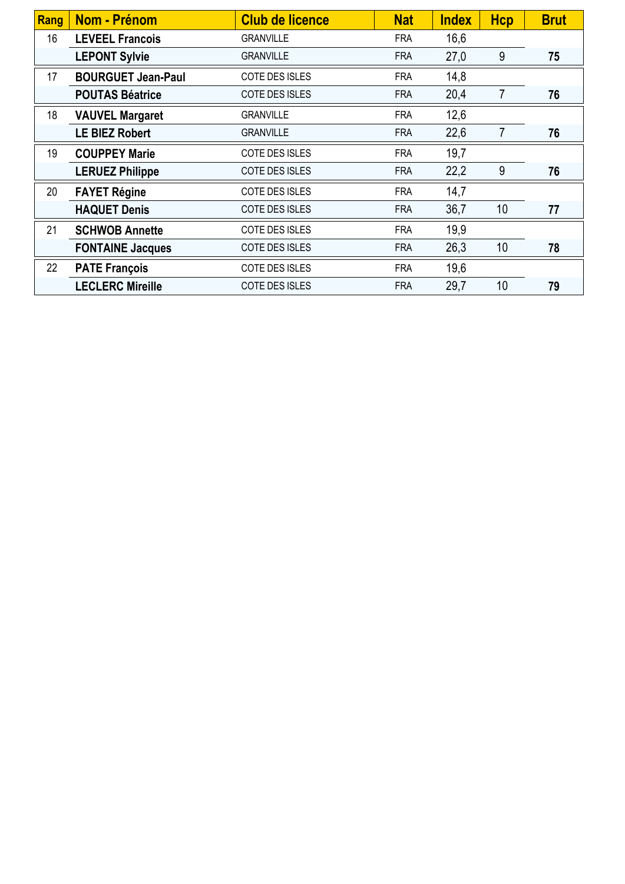| Rang | Nom - Prénom | Club de licence | Nat | Index | Hcp | Brut |
|---|---|---|---|---|---|---|
| 16 | **LEVEEL Francois** | GRANVILLE | FRA | 16,6 | | |
| | **LEPONT Sylvie** | GRANVILLE | FRA | 27,0 | 9 | **75** |
| 17 | **BOURGUET Jean-Paul** | COTE DES ISLES | FRA | 14,8 | | |
| | **POUTAS Béatrice** | COTE DES ISLES | FRA | 20,4 | 7 | **76** |
| 18 | **VAUVEL Margaret** | GRANVILLE | FRA | 12,6 | | |
| | **LE BIEZ Robert** | GRANVILLE | FRA | 22,6 | 7 | **76** |
| 19 | **COUPPEY Marie** | COTE DES ISLES | FRA | 19,7 | | |
| | **LERUEZ Philippe** | COTE DES ISLES | FRA | 22,2 | 9 | **76** |
| 20 | **FAYET Régine** | COTE DES ISLES | FRA | 14,7 | | |
| | **HAQUET Denis** | COTE DES ISLES | FRA | 36,7 | 10 | **77** |
| 21 | **SCHWOB Annette** | COTE DES ISLES | FRA | 19,9 | | |
| | **FONTAINE Jacques** | COTE DES ISLES | FRA | 26,3 | 10 | **78** |
| 22 | **PATE François** | COTE DES ISLES | FRA | 19,6 | | |
| | **LECLERC Mireille** | COTE DES ISLES | FRA | 29,7 | 10 | **79** |